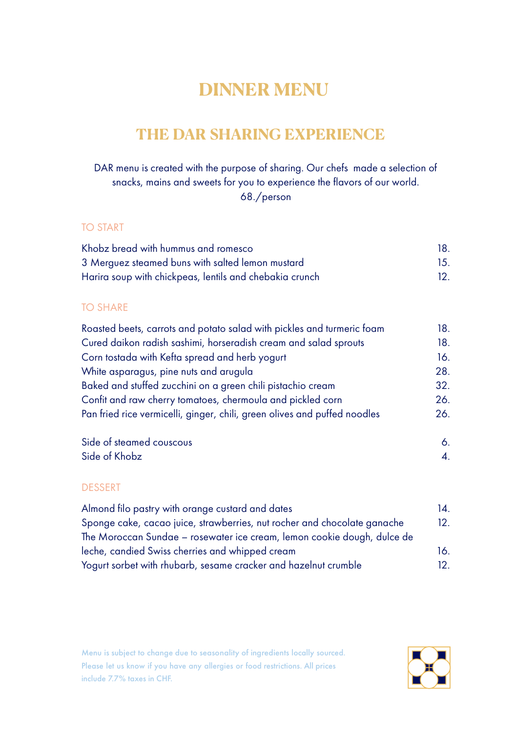# DINNER MENU

## THE DAR SHARING EXPERIENCE

DAR menu is created with the purpose of sharing. Our chefs made a selection of snacks, mains and sweets for you to experience the flavors of our world.
68./person

### TO START

| | |
|---|---|
| Khobz bread with hummus and romesco | 18. |
| 3 Merguez steamed buns with salted lemon mustard | 15. |
| Harira soup with chickpeas, lentils and chebakia crunch | 12. |

### TO SHARE

| | |
|---|---|
| Roasted beets, carrots and potato salad with pickles and turmeric foam | 18. |
| Cured daikon radish sashimi, horseradish cream and salad sprouts | 18. |
| Corn tostada with Kefta spread and herb yogurt | 16. |
| White asparagus, pine nuts and arugula | 28. |
| Baked and stuffed zucchini on a green chili pistachio cream | 32. |
| Confit and raw cherry tomatoes, chermoula and pickled corn | 26. |
| Pan fried rice vermicelli, ginger, chili, green olives and puffed noodles | 26. |

| | |
|---|---|
| Side of steamed couscous | 6. |
| Side of Khobz | 4. |

### DESSERT

| | |
|---|---|
| Almond filo pastry with orange custard and dates | 14. |
| Sponge cake, cacao juice, strawberries, nut rocher and chocolate ganache | 12. |
| The Moroccan Sundae – rosewater ice cream, lemon cookie dough, dulce de leche, candied Swiss cherries and whipped cream | 16. |
| Yogurt sorbet with rhubarb, sesame cracker and hazelnut crumble | 12. |

Menu is subject to change due to seasonality of ingredients locally sourced.
Please let us know if you have any allergies or food restrictions. All prices include 7.7% taxes in CHF.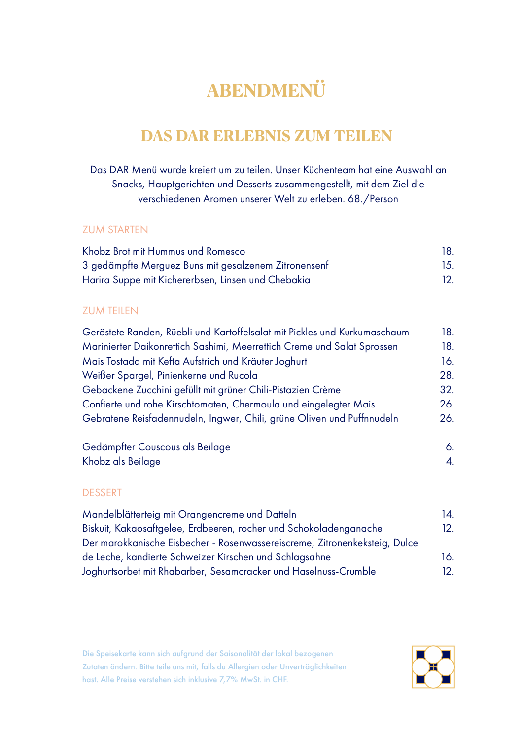# ABENDMENÜ

## DAS DAR ERLEBNIS ZUM TEILEN

Das DAR Menü wurde kreiert um zu teilen. Unser Küchenteam hat eine Auswahl an Snacks, Hauptgerichten und Desserts zusammengestellt, mit dem Ziel die verschiedenen Aromen unserer Welt zu erleben. 68./Person

### ZUM STARTEN

| | |
|---|---|
| Khobz Brot mit Hummus und Romesco | 18. |
| 3 gedämpfte Merguez Buns mit gesalzenem Zitronensenf | 15. |
| Harira Suppe mit Kichererbsen, Linsen und Chebakia | 12. |

### ZUM TEILEN

| | |
|---|---|
| Geröstete Randen, Rüebli und Kartoffelsalat mit Pickles und Kurkumaschaum | 18. |
| Marinierter Daikonrettich Sashimi, Meerrettich Creme und Salat Sprossen | 18. |
| Mais Tostada mit Kefta Aufstrich und Kräuter Joghurt | 16. |
| Weißer Spargel, Pinienkerne und Rucola | 28. |
| Gebackene Zucchini gefüllt mit grüner Chili-Pistazien Crème | 32. |
| Confierte und rohe Kirschtomaten, Chermoula und eingelegter Mais | 26. |
| Gebratene Reisfadennudeln, Ingwer, Chili, grüne Oliven und Puffnnudeln | 26. |
| Gedämpfter Couscous als Beilage | 6. |
| Khobz als Beilage | 4. |

### DESSERT

| | |
|---|---|
| Mandelblätterteig mit Orangencreme und Datteln | 14. |
| Biskuit, Kakaosaftgelee, Erdbeeren, rocher und Schokoladenganache | 12. |
| Der marokkanische Eisbecher - Rosenwassereiscreme, Zitronenkeksteig, Dulce de Leche, kandierte Schweizer Kirschen und Schlagsahne | 16. |
| Joghurtsorbet mit Rhabarber, Sesamcracker und Haselnuss-Crumble | 12. |

Die Speisekarte kann sich aufgrund der Saisonalität der lokal bezogenen Zutaten ändern. Bitte teile uns mit, falls du Allergien oder Unverträglichkeiten hast. Alle Preise verstehen sich inklusive 7,7% MwSt. in CHF.